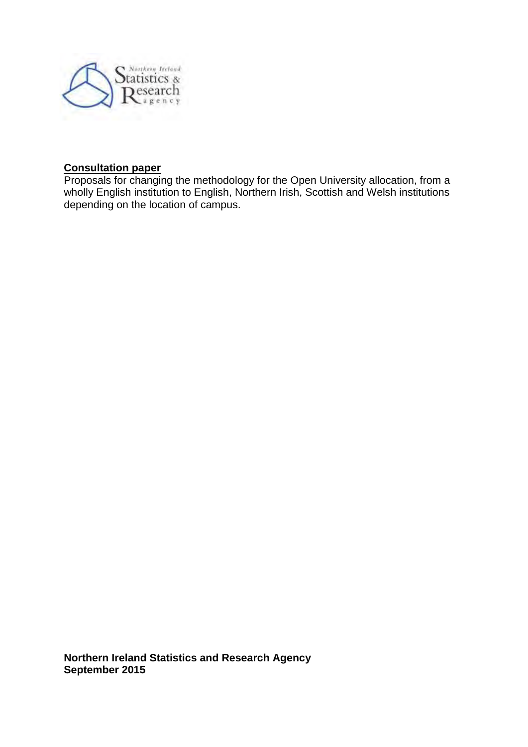**Consultation paper**

Proposals for changing the methodology for the Open University allocation, from a wholly English institution to English, Northern Irish, Scottish and Welsh institutions depending on the location of campus.

**Northern Ireland Statistics and Research Agency**
**September 2015**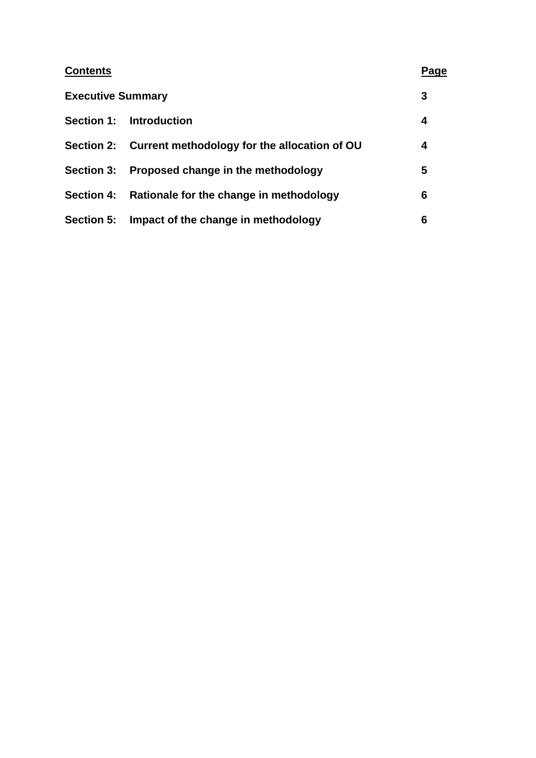| <u>**Contents**</u> | | <u>**Page**</u> |
|---|---|---|
| **Executive Summary** | | **3** |
| **Section 1:** | **Introduction** | **4** |
| **Section 2:** | **Current methodology for the allocation of OU** | **4** |
| **Section 3:** | **Proposed change in the methodology** | **5** |
| **Section 4:** | **Rationale for the change in methodology** | **6** |
| **Section 5:** | **Impact of the change in methodology** | **6** |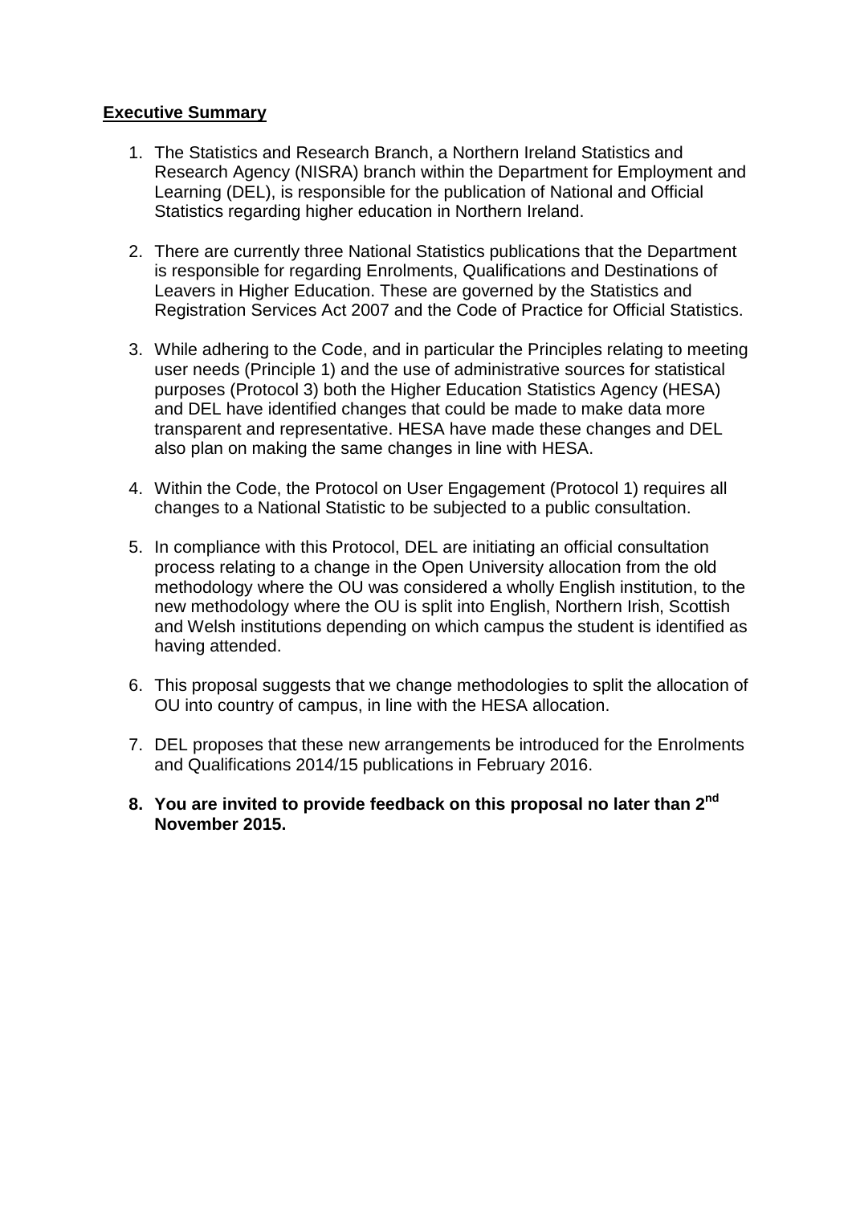## Executive Summary

1. The Statistics and Research Branch, a Northern Ireland Statistics and Research Agency (NISRA) branch within the Department for Employment and Learning (DEL), is responsible for the publication of National and Official Statistics regarding higher education in Northern Ireland.

2. There are currently three National Statistics publications that the Department is responsible for regarding Enrolments, Qualifications and Destinations of Leavers in Higher Education. These are governed by the Statistics and Registration Services Act 2007 and the Code of Practice for Official Statistics.

3. While adhering to the Code, and in particular the Principles relating to meeting user needs (Principle 1) and the use of administrative sources for statistical purposes (Protocol 3) both the Higher Education Statistics Agency (HESA) and DEL have identified changes that could be made to make data more transparent and representative. HESA have made these changes and DEL also plan on making the same changes in line with HESA.

4. Within the Code, the Protocol on User Engagement (Protocol 1) requires all changes to a National Statistic to be subjected to a public consultation.

5. In compliance with this Protocol, DEL are initiating an official consultation process relating to a change in the Open University allocation from the old methodology where the OU was considered a wholly English institution, to the new methodology where the OU is split into English, Northern Irish, Scottish and Welsh institutions depending on which campus the student is identified as having attended.

6. This proposal suggests that we change methodologies to split the allocation of OU into country of campus, in line with the HESA allocation.

7. DEL proposes that these new arrangements be introduced for the Enrolments and Qualifications 2014/15 publications in February 2016.

8. **You are invited to provide feedback on this proposal no later than 2nd November 2015.**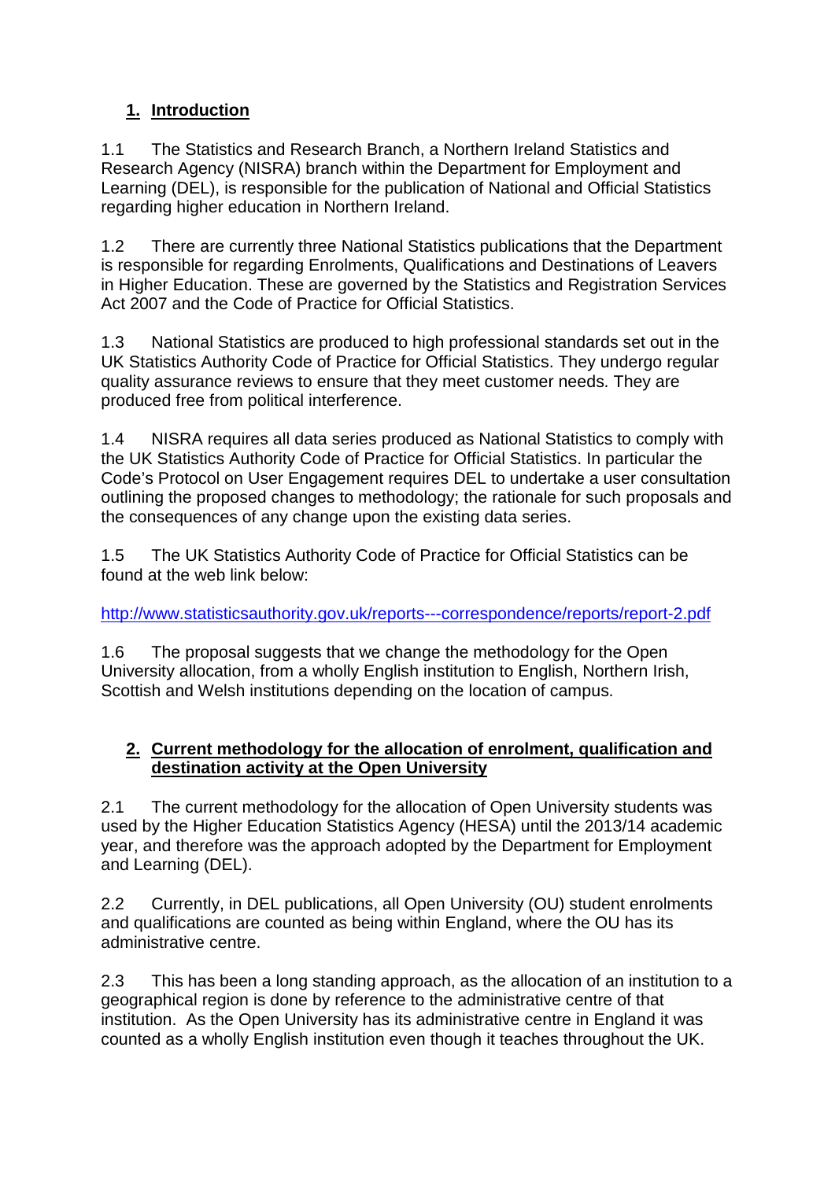## 1. Introduction

1.1 The Statistics and Research Branch, a Northern Ireland Statistics and Research Agency (NISRA) branch within the Department for Employment and Learning (DEL), is responsible for the publication of National and Official Statistics regarding higher education in Northern Ireland.

1.2 There are currently three National Statistics publications that the Department is responsible for regarding Enrolments, Qualifications and Destinations of Leavers in Higher Education. These are governed by the Statistics and Registration Services Act 2007 and the Code of Practice for Official Statistics.

1.3 National Statistics are produced to high professional standards set out in the UK Statistics Authority Code of Practice for Official Statistics. They undergo regular quality assurance reviews to ensure that they meet customer needs. They are produced free from political interference.

1.4 NISRA requires all data series produced as National Statistics to comply with the UK Statistics Authority Code of Practice for Official Statistics. In particular the Code's Protocol on User Engagement requires DEL to undertake a user consultation outlining the proposed changes to methodology; the rationale for such proposals and the consequences of any change upon the existing data series.

1.5 The UK Statistics Authority Code of Practice for Official Statistics can be found at the web link below:

http://www.statisticsauthority.gov.uk/reports---correspondence/reports/report-2.pdf

1.6 The proposal suggests that we change the methodology for the Open University allocation, from a wholly English institution to English, Northern Irish, Scottish and Welsh institutions depending on the location of campus.

## 2. Current methodology for the allocation of enrolment, qualification and destination activity at the Open University

2.1 The current methodology for the allocation of Open University students was used by the Higher Education Statistics Agency (HESA) until the 2013/14 academic year, and therefore was the approach adopted by the Department for Employment and Learning (DEL).

2.2 Currently, in DEL publications, all Open University (OU) student enrolments and qualifications are counted as being within England, where the OU has its administrative centre.

2.3 This has been a long standing approach, as the allocation of an institution to a geographical region is done by reference to the administrative centre of that institution. As the Open University has its administrative centre in England it was counted as a wholly English institution even though it teaches throughout the UK.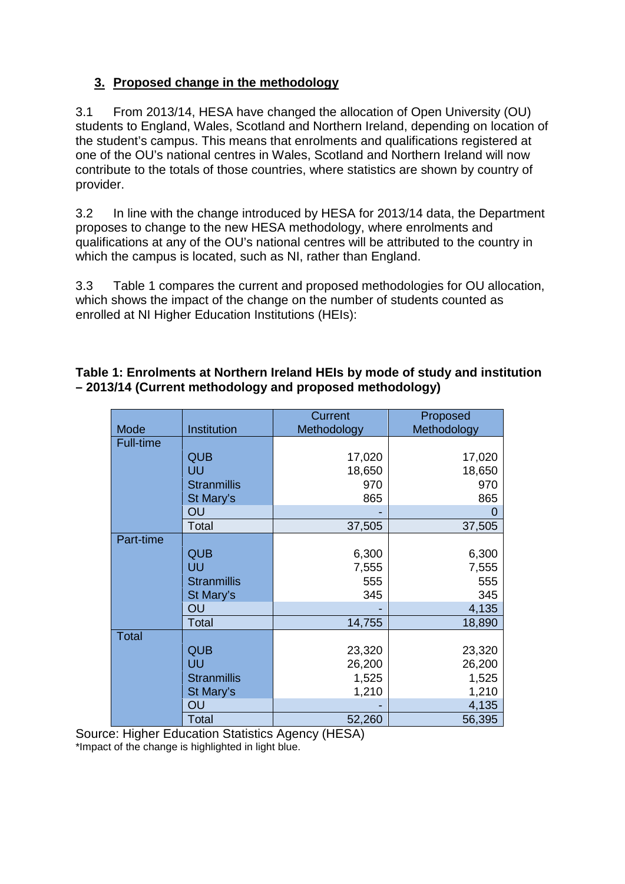## 3. Proposed change in the methodology

3.1 From 2013/14, HESA have changed the allocation of Open University (OU) students to England, Wales, Scotland and Northern Ireland, depending on location of the student's campus. This means that enrolments and qualifications registered at one of the OU's national centres in Wales, Scotland and Northern Ireland will now contribute to the totals of those countries, where statistics are shown by country of provider.

3.2 In line with the change introduced by HESA for 2013/14 data, the Department proposes to change to the new HESA methodology, where enrolments and qualifications at any of the OU's national centres will be attributed to the country in which the campus is located, such as NI, rather than England.

3.3 Table 1 compares the current and proposed methodologies for OU allocation, which shows the impact of the change on the number of students counted as enrolled at NI Higher Education Institutions (HEIs):

**Table 1: Enrolments at Northern Ireland HEIs by mode of study and institution – 2013/14 (Current methodology and proposed methodology)**

| Mode | Institution | Current Methodology | Proposed Methodology |
|---|---|---|---|
| Full-time | | | |
| | QUB | 17,020 | 17,020 |
| | UU | 18,650 | 18,650 |
| | Stranmillis | 970 | 970 |
| | St Mary's | 865 | 865 |
| | OU | - | 0 |
| | Total | 37,505 | 37,505 |
| Part-time | | | |
| | QUB | 6,300 | 6,300 |
| | UU | 7,555 | 7,555 |
| | Stranmillis | 555 | 555 |
| | St Mary's | 345 | 345 |
| | OU | - | 4,135 |
| | Total | 14,755 | 18,890 |
| Total | | | |
| | QUB | 23,320 | 23,320 |
| | UU | 26,200 | 26,200 |
| | Stranmillis | 1,525 | 1,525 |
| | St Mary's | 1,210 | 1,210 |
| | OU | - | 4,135 |
| | Total | 52,260 | 56,395 |

Source: Higher Education Statistics Agency (HESA)
*Impact of the change is highlighted in light blue.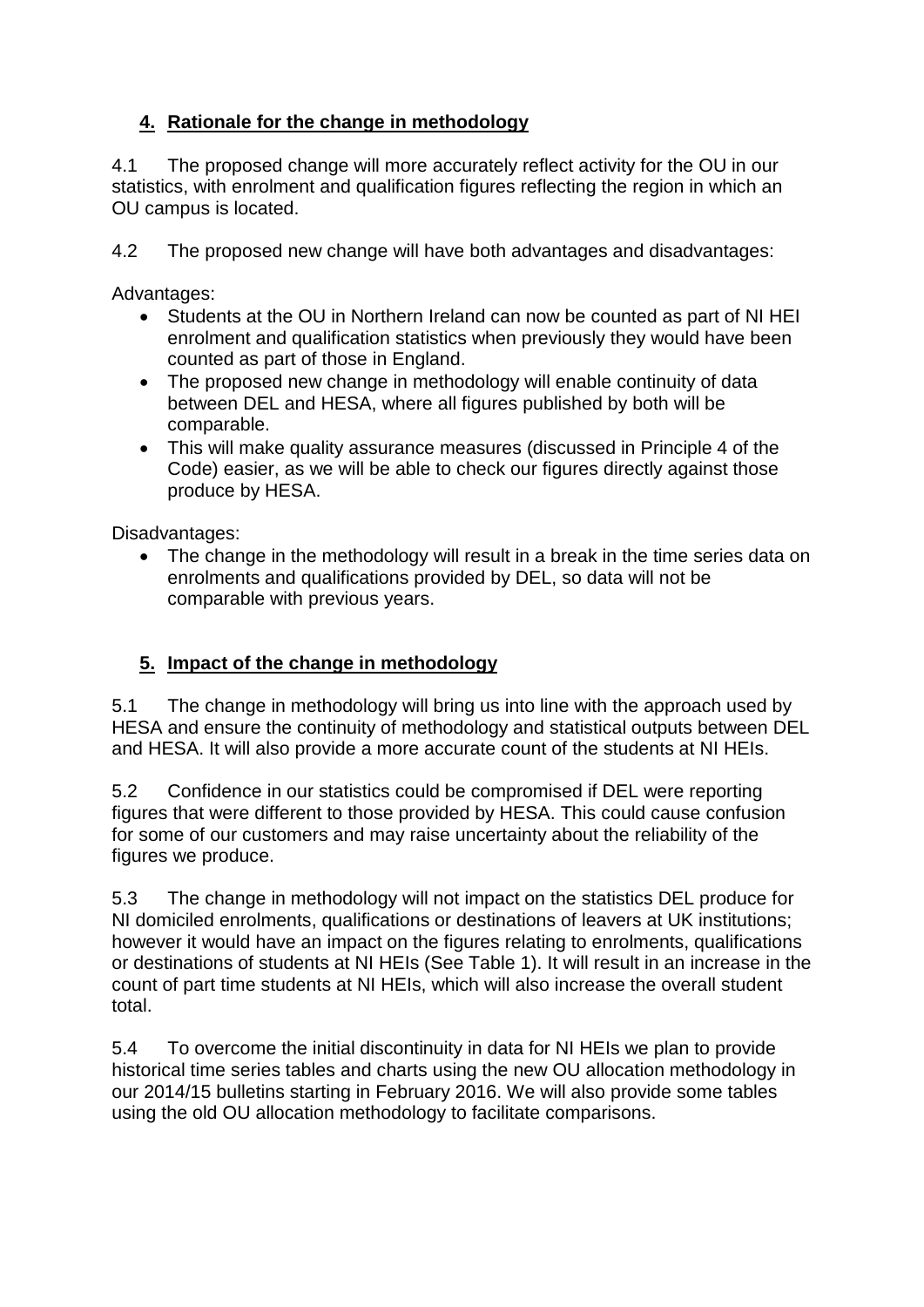## 4. Rationale for the change in methodology

4.1 The proposed change will more accurately reflect activity for the OU in our statistics, with enrolment and qualification figures reflecting the region in which an OU campus is located.

4.2 The proposed new change will have both advantages and disadvantages:

Advantages:

- Students at the OU in Northern Ireland can now be counted as part of NI HEI enrolment and qualification statistics when previously they would have been counted as part of those in England.
- The proposed new change in methodology will enable continuity of data between DEL and HESA, where all figures published by both will be comparable.
- This will make quality assurance measures (discussed in Principle 4 of the Code) easier, as we will be able to check our figures directly against those produce by HESA.

Disadvantages:

- The change in the methodology will result in a break in the time series data on enrolments and qualifications provided by DEL, so data will not be comparable with previous years.

## 5. Impact of the change in methodology

5.1 The change in methodology will bring us into line with the approach used by HESA and ensure the continuity of methodology and statistical outputs between DEL and HESA. It will also provide a more accurate count of the students at NI HEIs.

5.2 Confidence in our statistics could be compromised if DEL were reporting figures that were different to those provided by HESA. This could cause confusion for some of our customers and may raise uncertainty about the reliability of the figures we produce.

5.3 The change in methodology will not impact on the statistics DEL produce for NI domiciled enrolments, qualifications or destinations of leavers at UK institutions; however it would have an impact on the figures relating to enrolments, qualifications or destinations of students at NI HEIs (See Table 1). It will result in an increase in the count of part time students at NI HEIs, which will also increase the overall student total.

5.4 To overcome the initial discontinuity in data for NI HEIs we plan to provide historical time series tables and charts using the new OU allocation methodology in our 2014/15 bulletins starting in February 2016. We will also provide some tables using the old OU allocation methodology to facilitate comparisons.